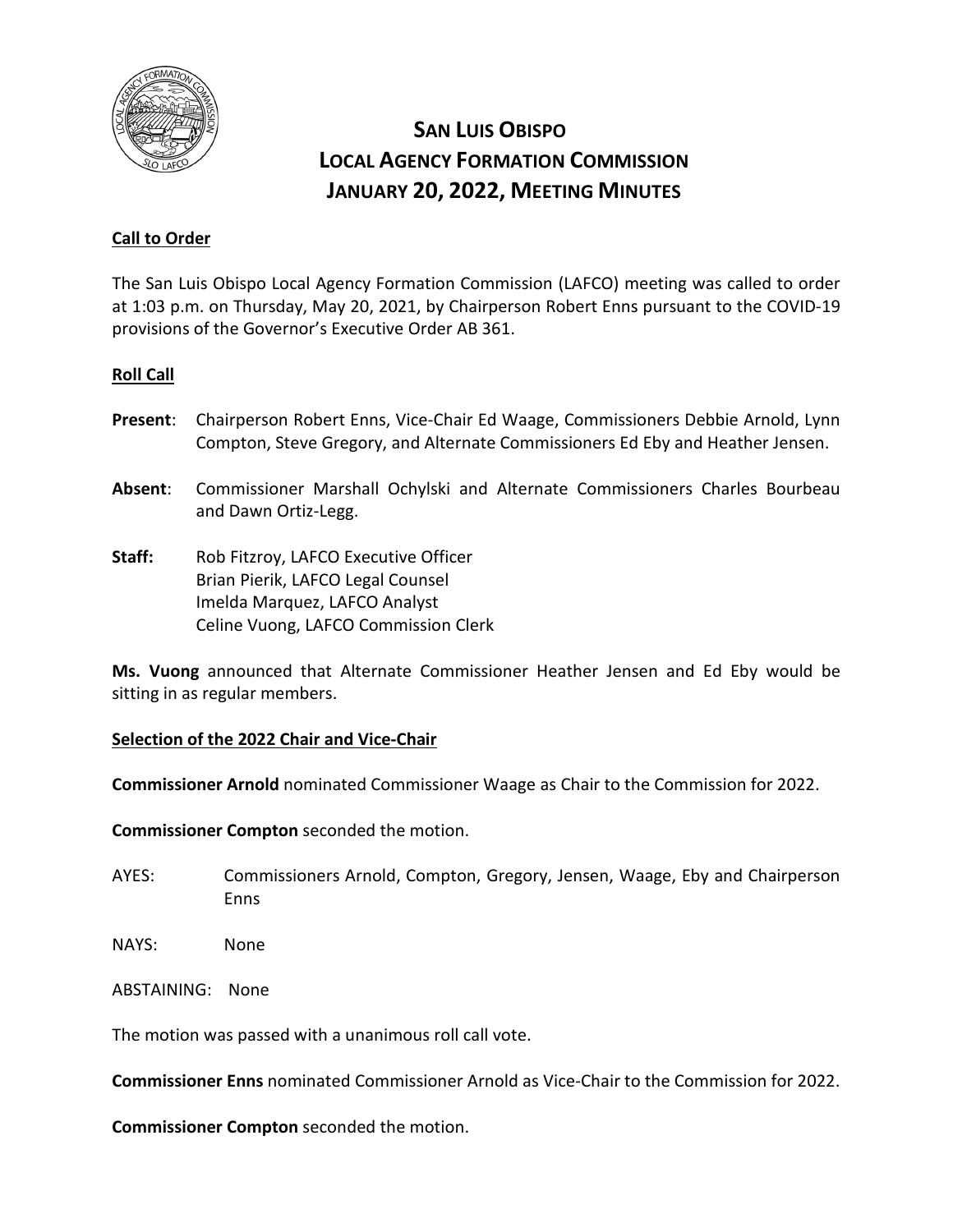# SAN LUIS OBISPO LOCAL AGENCY FORMATION COMMISSION JANUARY 20, 2022, MEETING MINUTES

## Call to Order

The San Luis Obispo Local Agency Formation Commission (LAFCO) meeting was called to order at 1:03 p.m. on Thursday, May 20, 2021, by Chairperson Robert Enns pursuant to the COVID-19 provisions of the Governor's Executive Order AB 361.

## Roll Call

**Present**: Chairperson Robert Enns, Vice-Chair Ed Waage, Commissioners Debbie Arnold, Lynn Compton, Steve Gregory, and Alternate Commissioners Ed Eby and Heather Jensen.

**Absent**: Commissioner Marshall Ochylski and Alternate Commissioners Charles Bourbeau and Dawn Ortiz-Legg.

**Staff:** Rob Fitzroy, LAFCO Executive Officer
Brian Pierik, LAFCO Legal Counsel
Imelda Marquez, LAFCO Analyst
Celine Vuong, LAFCO Commission Clerk

**Ms. Vuong** announced that Alternate Commissioner Heather Jensen and Ed Eby would be sitting in as regular members.

## Selection of the 2022 Chair and Vice-Chair

**Commissioner Arnold** nominated Commissioner Waage as Chair to the Commission for 2022.

**Commissioner Compton** seconded the motion.

AYES: Commissioners Arnold, Compton, Gregory, Jensen, Waage, Eby and Chairperson Enns

NAYS: None

ABSTAINING: None

The motion was passed with a unanimous roll call vote.

**Commissioner Enns** nominated Commissioner Arnold as Vice-Chair to the Commission for 2022.

**Commissioner Compton** seconded the motion.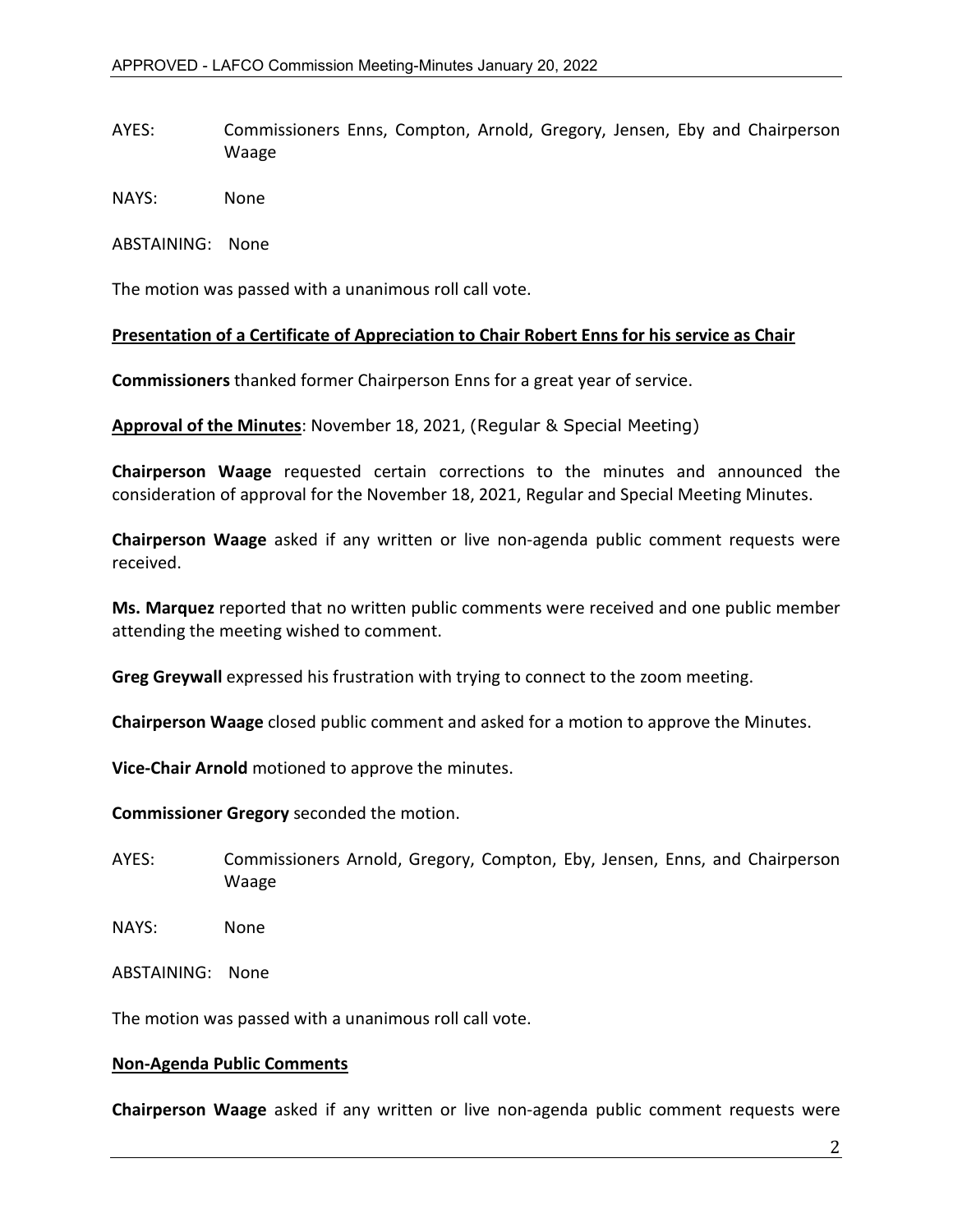AYES: Commissioners Enns, Compton, Arnold, Gregory, Jensen, Eby and Chairperson Waage

NAYS: None

ABSTAINING: None

The motion was passed with a unanimous roll call vote.

**Presentation of a Certificate of Appreciation to Chair Robert Enns for his service as Chair**

**Commissioners** thanked former Chairperson Enns for a great year of service.

**Approval of the Minutes**: November 18, 2021, (Regular & Special Meeting)

**Chairperson Waage** requested certain corrections to the minutes and announced the consideration of approval for the November 18, 2021, Regular and Special Meeting Minutes.

**Chairperson Waage** asked if any written or live non-agenda public comment requests were received.

**Ms. Marquez** reported that no written public comments were received and one public member attending the meeting wished to comment.

**Greg Greywall** expressed his frustration with trying to connect to the zoom meeting.

**Chairperson Waage** closed public comment and asked for a motion to approve the Minutes.

**Vice-Chair Arnold** motioned to approve the minutes.

**Commissioner Gregory** seconded the motion.

AYES: Commissioners Arnold, Gregory, Compton, Eby, Jensen, Enns, and Chairperson Waage

NAYS: None

ABSTAINING: None

The motion was passed with a unanimous roll call vote.

**Non-Agenda Public Comments**

**Chairperson Waage** asked if any written or live non-agenda public comment requests were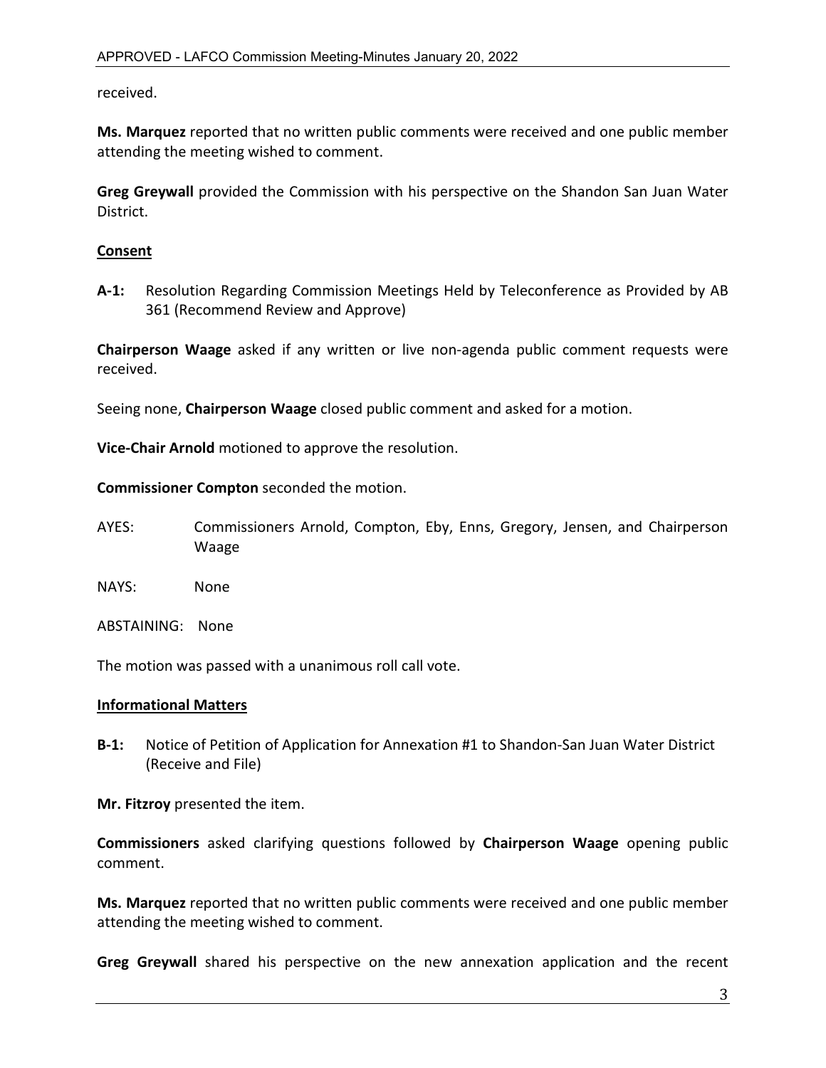received.

**Ms. Marquez** reported that no written public comments were received and one public member attending the meeting wished to comment.

**Greg Greywall** provided the Commission with his perspective on the Shandon San Juan Water District.

**Consent**

**A-1:** Resolution Regarding Commission Meetings Held by Teleconference as Provided by AB 361 (Recommend Review and Approve)

**Chairperson Waage** asked if any written or live non-agenda public comment requests were received.

Seeing none, **Chairperson Waage** closed public comment and asked for a motion.

**Vice-Chair Arnold** motioned to approve the resolution.

**Commissioner Compton** seconded the motion.

AYES: Commissioners Arnold, Compton, Eby, Enns, Gregory, Jensen, and Chairperson Waage

NAYS: None

ABSTAINING: None

The motion was passed with a unanimous roll call vote.

**Informational Matters**

**B-1:** Notice of Petition of Application for Annexation #1 to Shandon-San Juan Water District (Receive and File)

**Mr. Fitzroy** presented the item.

**Commissioners** asked clarifying questions followed by **Chairperson Waage** opening public comment.

**Ms. Marquez** reported that no written public comments were received and one public member attending the meeting wished to comment.

**Greg Greywall** shared his perspective on the new annexation application and the recent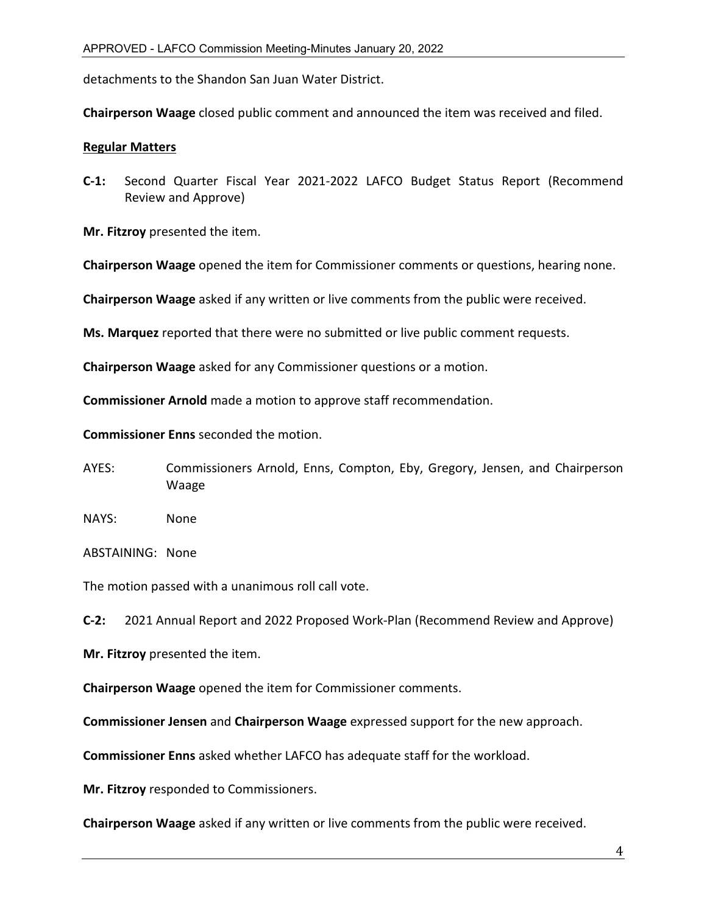detachments to the Shandon San Juan Water District.

**Chairperson Waage** closed public comment and announced the item was received and filed.

**Regular Matters**

**C-1:** Second Quarter Fiscal Year 2021-2022 LAFCO Budget Status Report (Recommend Review and Approve)

**Mr. Fitzroy** presented the item.

**Chairperson Waage** opened the item for Commissioner comments or questions, hearing none.

**Chairperson Waage** asked if any written or live comments from the public were received.

**Ms. Marquez** reported that there were no submitted or live public comment requests.

**Chairperson Waage** asked for any Commissioner questions or a motion.

**Commissioner Arnold** made a motion to approve staff recommendation.

**Commissioner Enns** seconded the motion.

AYES: Commissioners Arnold, Enns, Compton, Eby, Gregory, Jensen, and Chairperson Waage

NAYS: None

ABSTAINING: None

The motion passed with a unanimous roll call vote.

**C-2:** 2021 Annual Report and 2022 Proposed Work-Plan (Recommend Review and Approve)

**Mr. Fitzroy** presented the item.

**Chairperson Waage** opened the item for Commissioner comments.

**Commissioner Jensen** and **Chairperson Waage** expressed support for the new approach.

**Commissioner Enns** asked whether LAFCO has adequate staff for the workload.

**Mr. Fitzroy** responded to Commissioners.

**Chairperson Waage** asked if any written or live comments from the public were received.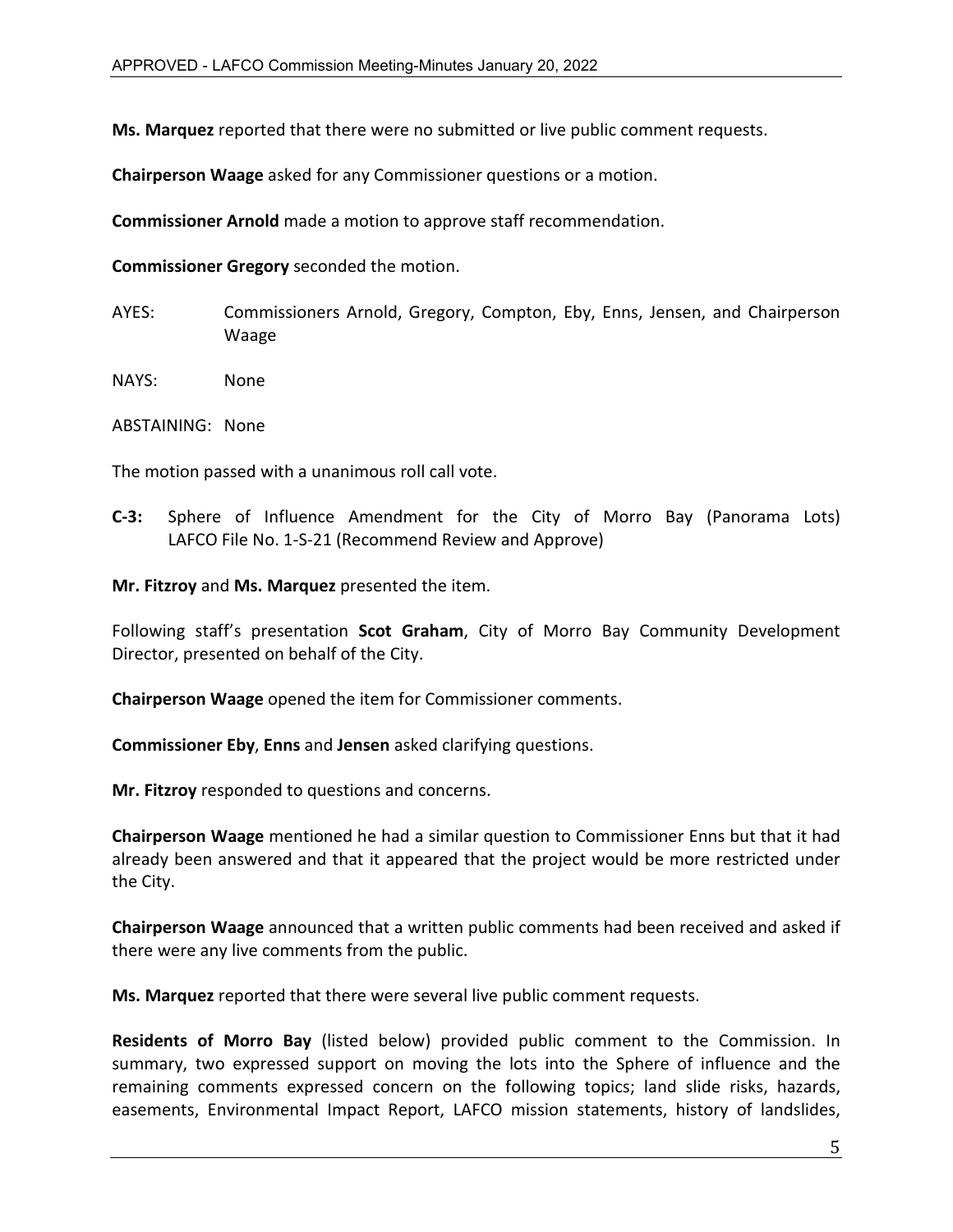**Ms. Marquez** reported that there were no submitted or live public comment requests.

**Chairperson Waage** asked for any Commissioner questions or a motion.

**Commissioner Arnold** made a motion to approve staff recommendation.

**Commissioner Gregory** seconded the motion.

AYES: Commissioners Arnold, Gregory, Compton, Eby, Enns, Jensen, and Chairperson Waage

NAYS: None

ABSTAINING: None

The motion passed with a unanimous roll call vote.

**C-3:** Sphere of Influence Amendment for the City of Morro Bay (Panorama Lots) LAFCO File No. 1-S-21 (Recommend Review and Approve)

**Mr. Fitzroy** and **Ms. Marquez** presented the item.

Following staff's presentation **Scot Graham**, City of Morro Bay Community Development Director, presented on behalf of the City.

**Chairperson Waage** opened the item for Commissioner comments.

**Commissioner Eby**, **Enns** and **Jensen** asked clarifying questions.

**Mr. Fitzroy** responded to questions and concerns.

**Chairperson Waage** mentioned he had a similar question to Commissioner Enns but that it had already been answered and that it appeared that the project would be more restricted under the City.

**Chairperson Waage** announced that a written public comments had been received and asked if there were any live comments from the public.

**Ms. Marquez** reported that there were several live public comment requests.

**Residents of Morro Bay** (listed below) provided public comment to the Commission. In summary, two expressed support on moving the lots into the Sphere of influence and the remaining comments expressed concern on the following topics; land slide risks, hazards, easements, Environmental Impact Report, LAFCO mission statements, history of landslides,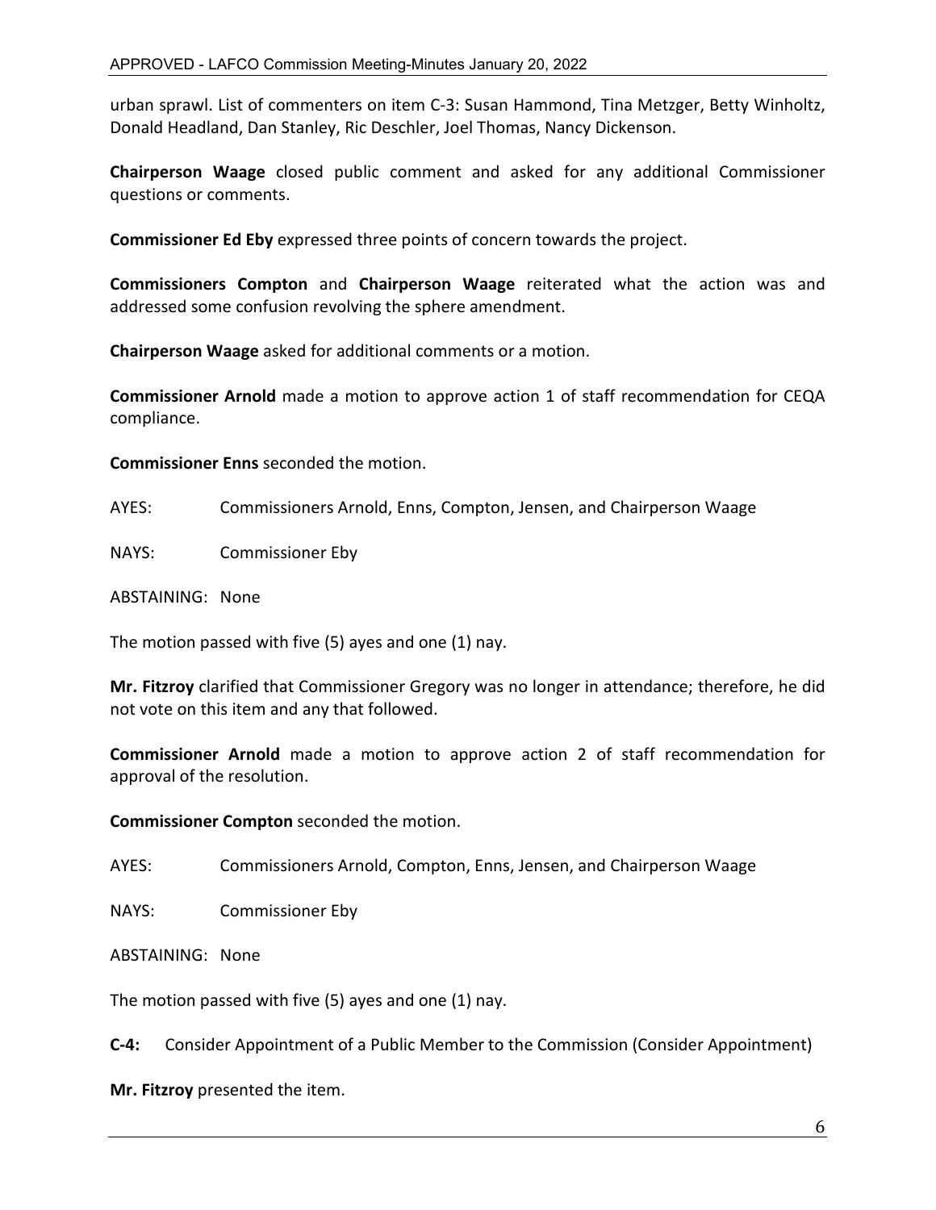urban sprawl. List of commenters on item C-3: Susan Hammond, Tina Metzger, Betty Winholtz, Donald Headland, Dan Stanley, Ric Deschler, Joel Thomas, Nancy Dickenson.

**Chairperson Waage** closed public comment and asked for any additional Commissioner questions or comments.

**Commissioner Ed Eby** expressed three points of concern towards the project.

**Commissioners Compton** and **Chairperson Waage** reiterated what the action was and addressed some confusion revolving the sphere amendment.

**Chairperson Waage** asked for additional comments or a motion.

**Commissioner Arnold** made a motion to approve action 1 of staff recommendation for CEQA compliance.

**Commissioner Enns** seconded the motion.

AYES: Commissioners Arnold, Enns, Compton, Jensen, and Chairperson Waage

NAYS: Commissioner Eby

ABSTAINING: None

The motion passed with five (5) ayes and one (1) nay.

**Mr. Fitzroy** clarified that Commissioner Gregory was no longer in attendance; therefore, he did not vote on this item and any that followed.

**Commissioner Arnold** made a motion to approve action 2 of staff recommendation for approval of the resolution.

**Commissioner Compton** seconded the motion.

AYES: Commissioners Arnold, Compton, Enns, Jensen, and Chairperson Waage

NAYS: Commissioner Eby

ABSTAINING: None

The motion passed with five (5) ayes and one (1) nay.

**C-4:** Consider Appointment of a Public Member to the Commission (Consider Appointment)

**Mr. Fitzroy** presented the item.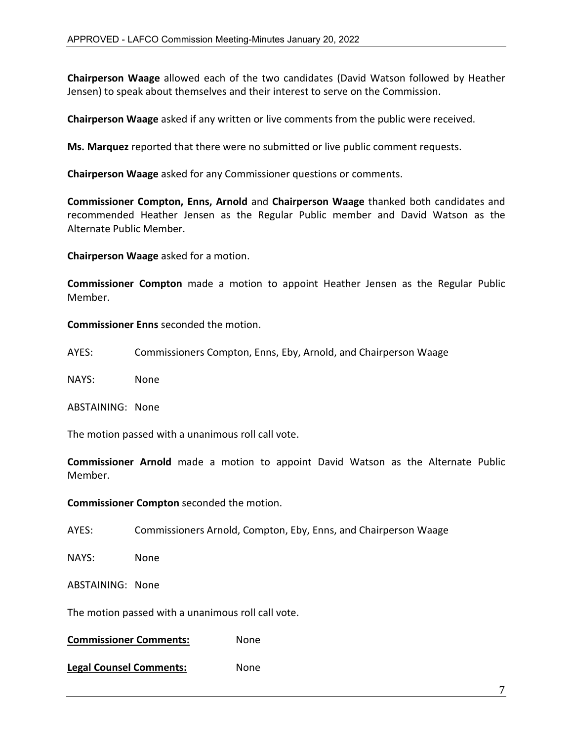**Chairperson Waage** allowed each of the two candidates (David Watson followed by Heather Jensen) to speak about themselves and their interest to serve on the Commission.

**Chairperson Waage** asked if any written or live comments from the public were received.

**Ms. Marquez** reported that there were no submitted or live public comment requests.

**Chairperson Waage** asked for any Commissioner questions or comments.

**Commissioner Compton, Enns, Arnold** and **Chairperson Waage** thanked both candidates and recommended Heather Jensen as the Regular Public member and David Watson as the Alternate Public Member.

**Chairperson Waage** asked for a motion.

**Commissioner Compton** made a motion to appoint Heather Jensen as the Regular Public Member.

**Commissioner Enns** seconded the motion.

AYES: Commissioners Compton, Enns, Eby, Arnold, and Chairperson Waage

NAYS: None

ABSTAINING: None

The motion passed with a unanimous roll call vote.

**Commissioner Arnold** made a motion to appoint David Watson as the Alternate Public Member.

**Commissioner Compton** seconded the motion.

AYES: Commissioners Arnold, Compton, Eby, Enns, and Chairperson Waage

NAYS: None

ABSTAINING: None

The motion passed with a unanimous roll call vote.

**Commissioner Comments:** None

**Legal Counsel Comments:** None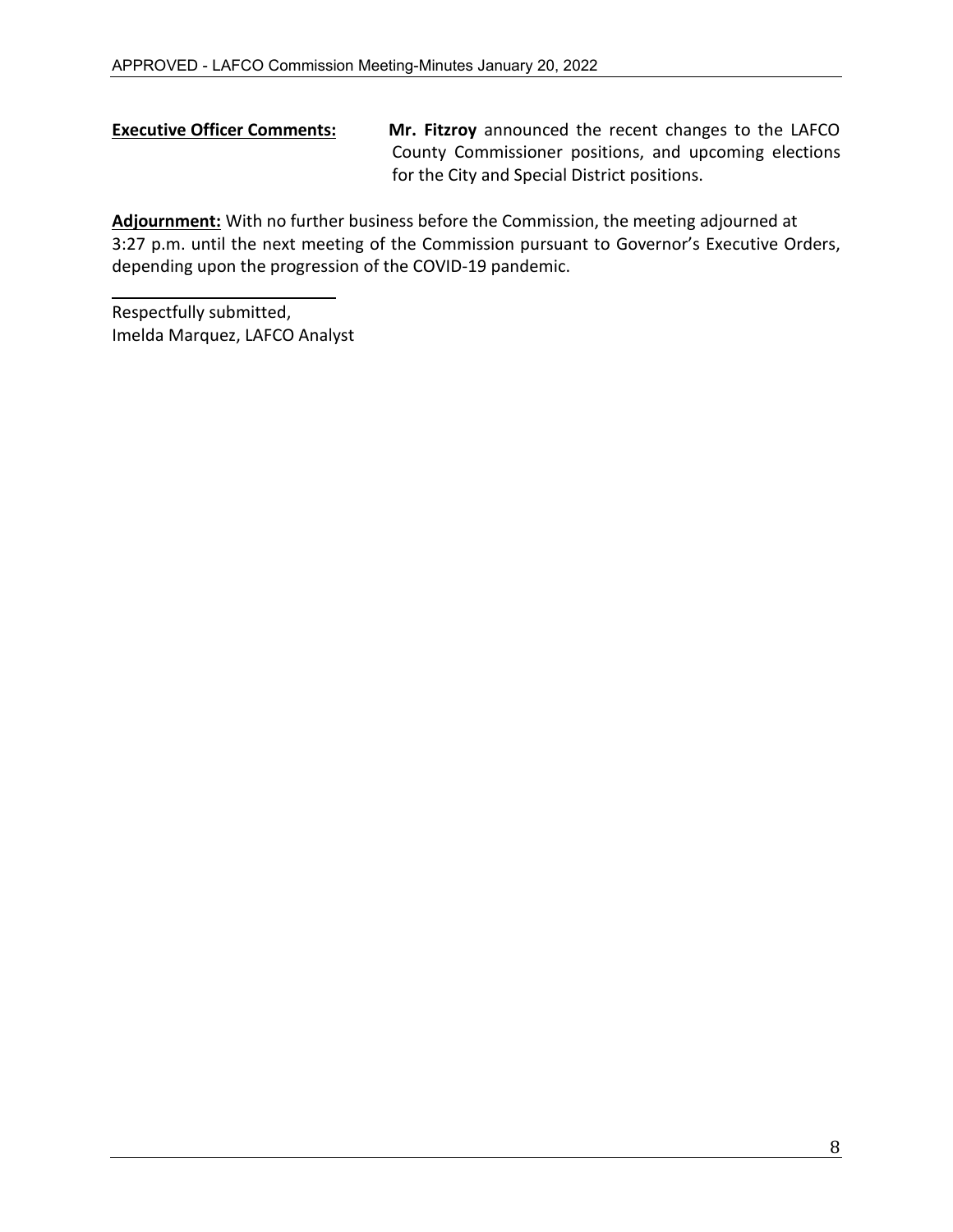**<u>Executive Officer Comments:</u>** **Mr. Fitzroy** announced the recent changes to the LAFCO County Commissioner positions, and upcoming elections for the City and Special District positions.

**<u>Adjournment:</u>** With no further business before the Commission, the meeting adjourned at 3:27 p.m. until the next meeting of the Commission pursuant to Governor's Executive Orders, depending upon the progression of the COVID-19 pandemic.

Respectfully submitted,
Imelda Marquez, LAFCO Analyst